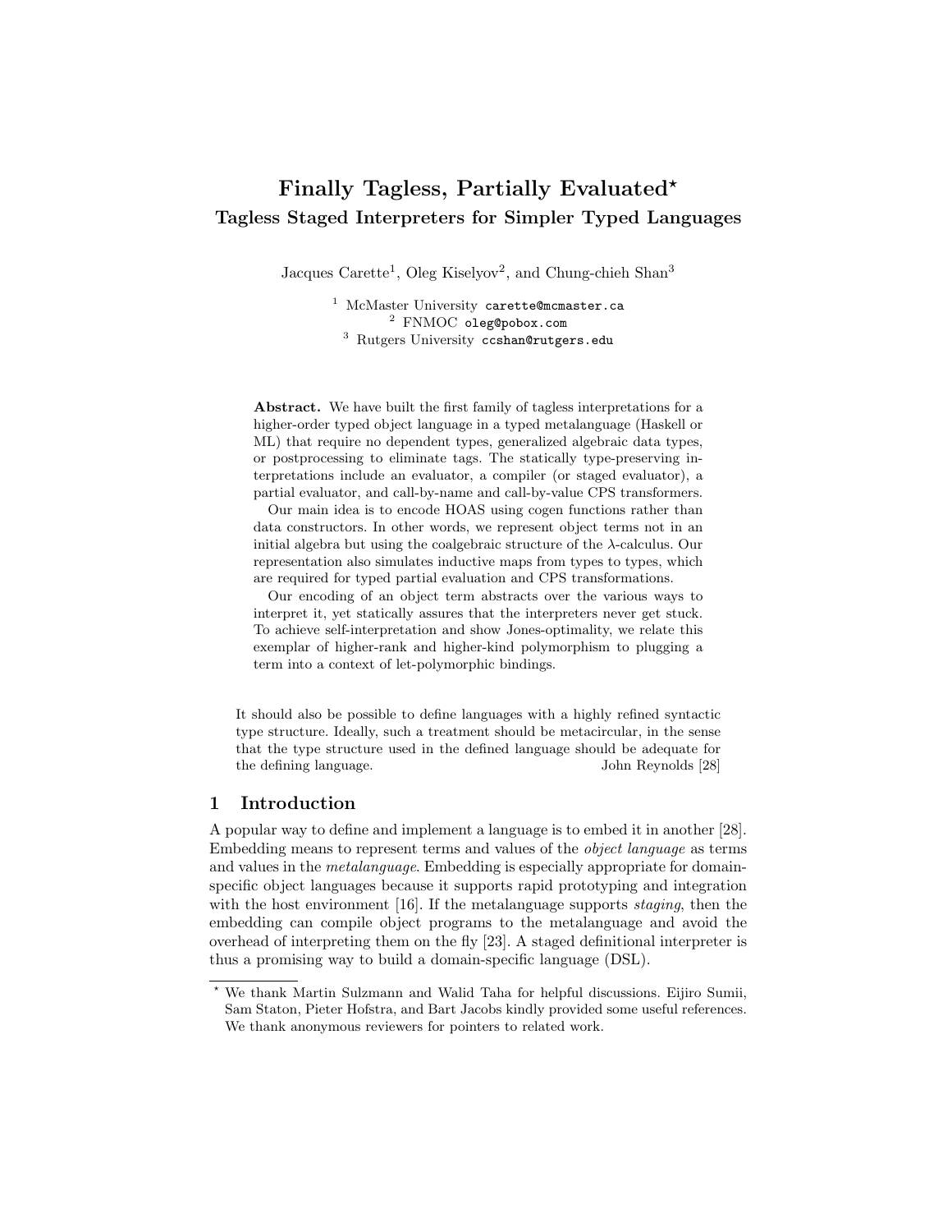# Finally Tagless, Partially Evaluated*

## Tagless Staged Interpreters for Simpler Typed Languages

Jacques Carette[1], Oleg Kiselyov[2], and Chung-chieh Shan[3]

[1] McMaster University carette@mcmaster.ca
[2] FNMOC oleg@pobox.com
[3] Rutgers University ccshan@rutgers.edu

**Abstract.** We have built the first family of tagless interpretations for a higher-order typed object language in a typed metalanguage (Haskell or ML) that require no dependent types, generalized algebraic data types, or postprocessing to eliminate tags. The statically type-preserving interpretations include an evaluator, a compiler (or staged evaluator), a partial evaluator, and call-by-name and call-by-value CPS transformers.

Our main idea is to encode HOAS using cogen functions rather than data constructors. In other words, we represent object terms not in an initial algebra but using the coalgebraic structure of the λ-calculus. Our representation also simulates inductive maps from types to types, which are required for typed partial evaluation and CPS transformations.

Our encoding of an object term abstracts over the various ways to interpret it, yet statically assures that the interpreters never get stuck. To achieve self-interpretation and show Jones-optimality, we relate this exemplar of higher-rank and higher-kind polymorphism to plugging a term into a context of let-polymorphic bindings.

> It should also be possible to define languages with a highly refined syntactic type structure. Ideally, such a treatment should be metacircular, in the sense that the type structure used in the defined language should be adequate for the defining language.
>
> John Reynolds [28]

## 1 Introduction

A popular way to define and implement a language is to embed it in another [28]. Embedding means to represent terms and values of the *object language* as terms and values in the *metalanguage*. Embedding is especially appropriate for domain-specific object languages because it supports rapid prototyping and integration with the host environment [16]. If the metalanguage supports *staging*, then the embedding can compile object programs to the metalanguage and avoid the overhead of interpreting them on the fly [23]. A staged definitional interpreter is thus a promising way to build a domain-specific language (DSL).

---

* We thank Martin Sulzmann and Walid Taha for helpful discussions. Eijiro Sumii, Sam Staton, Pieter Hofstra, and Bart Jacobs kindly provided some useful references. We thank anonymous reviewers for pointers to related work.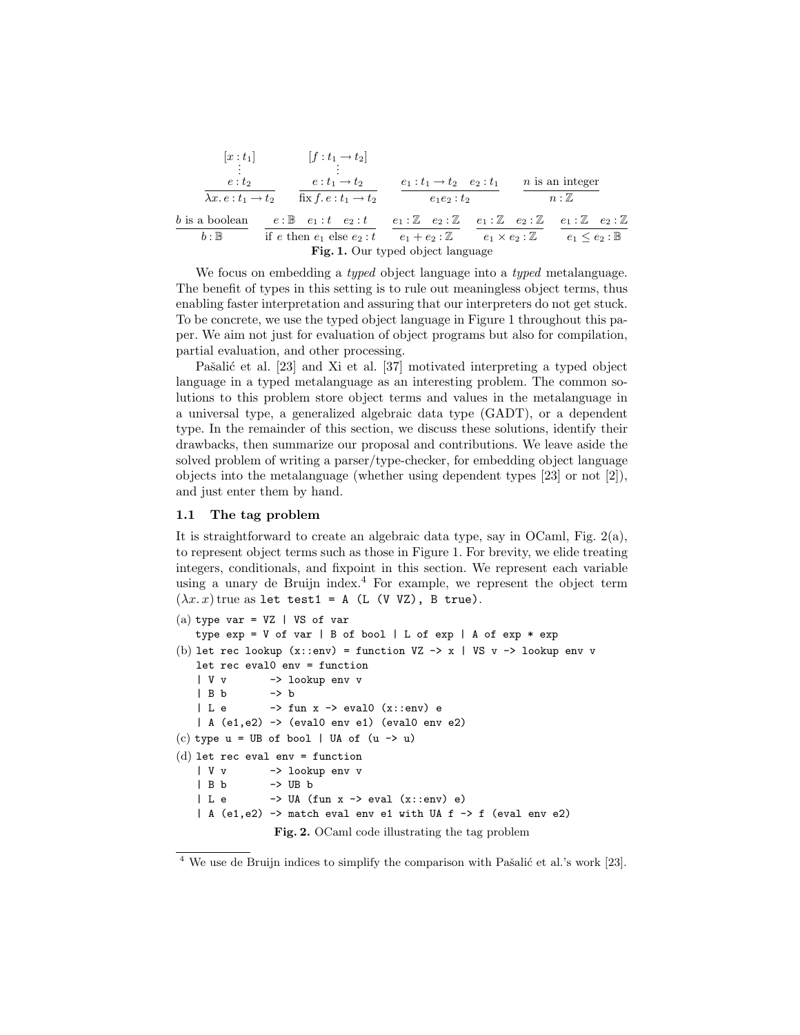$$\frac{\begin{array}{c}[x : t_1] \\ \vdots \\ e : t_2\end{array}}{\lambda x.\, e : t_1 \to t_2} \qquad \frac{\begin{array}{c}[f : t_1 \to t_2] \\ \vdots \\ e : t_1 \to t_2\end{array}}{\text{fix}\, f.\, e : t_1 \to t_2} \qquad \frac{e_1 : t_1 \to t_2 \quad e_2 : t_1}{e_1 e_2 : t_2} \qquad \frac{n \text{ is an integer}}{n : \mathbb{Z}}$$

$$\frac{b \text{ is a boolean}}{b : \mathbb{B}} \qquad \frac{e : \mathbb{B} \quad e_1 : t \quad e_2 : t}{\text{if } e \text{ then } e_1 \text{ else } e_2 : t} \qquad \frac{e_1 : \mathbb{Z} \quad e_2 : \mathbb{Z}}{e_1 + e_2 : \mathbb{Z}} \qquad \frac{e_1 : \mathbb{Z} \quad e_2 : \mathbb{Z}}{e_1 \times e_2 : \mathbb{Z}} \qquad \frac{e_1 : \mathbb{Z} \quad e_2 : \mathbb{Z}}{e_1 \leq e_2 : \mathbb{B}}$$

**Fig. 1.** Our typed object language

We focus on embedding a *typed* object language into a *typed* metalanguage. The benefit of types in this setting is to rule out meaningless object terms, thus enabling faster interpretation and assuring that our interpreters do not get stuck. To be concrete, we use the typed object language in Figure 1 throughout this paper. We aim not just for evaluation of object programs but also for compilation, partial evaluation, and other processing.

Pašalić et al. [23] and Xi et al. [37] motivated interpreting a typed object language in a typed metalanguage as an interesting problem. The common solutions to this problem store object terms and values in the metalanguage in a universal type, a generalized algebraic data type (GADT), or a dependent type. In the remainder of this section, we discuss these solutions, identify their drawbacks, then summarize our proposal and contributions. We leave aside the solved problem of writing a parser/type-checker, for embedding object language objects into the metalanguage (whether using dependent types [23] or not [2]), and just enter them by hand.

### 1.1 The tag problem

It is straightforward to create an algebraic data type, say in OCaml, Fig. 2(a), to represent object terms such as those in Figure 1. For brevity, we elide treating integers, conditionals, and fixpoint in this section. We represent each variable using a unary de Bruijn index.[4] For example, we represent the object term $(\lambda x.\, x)$ true as `let test1 = A (L (V VZ), B true)`.

(a)
```
type var = VZ | VS of var
type exp = V of var | B of bool | L of exp | A of exp * exp
```
(b)
```
let rec lookup (x::env) = function VZ -> x | VS v -> lookup env v
let rec eval0 env = function
| V v       -> lookup env v
| B b       -> b
| L e       -> fun x -> eval0 (x::env) e
| A (e1,e2) -> (eval0 env e1) (eval0 env e2)
```
(c)
```
type u = UB of bool | UA of (u -> u)
```
(d)
```
let rec eval env = function
| V v       -> lookup env v
| B b       -> UB b
| L e       -> UA (fun x -> eval (x::env) e)
| A (e1,e2) -> match eval env e1 with UA f -> f (eval env e2)
```

**Fig. 2.** OCaml code illustrating the tag problem

[4] We use de Bruijn indices to simplify the comparison with Pašalić et al.'s work [23].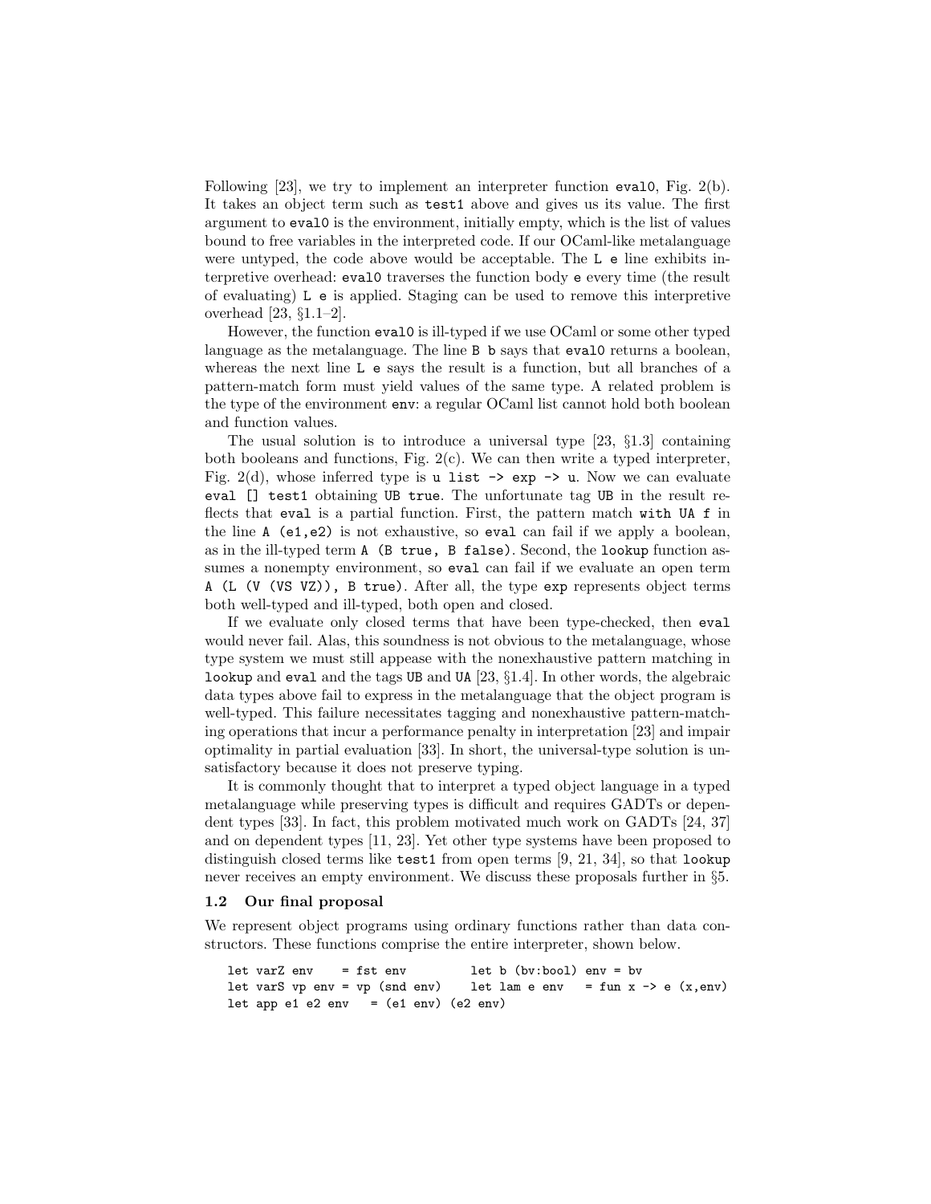Following [23], we try to implement an interpreter function `eval0`, Fig. 2(b). It takes an object term such as `test1` above and gives us its value. The first argument to `eval0` is the environment, initially empty, which is the list of values bound to free variables in the interpreted code. If our OCaml-like metalanguage were untyped, the code above would be acceptable. The `L e` line exhibits interpretive overhead: `eval0` traverses the function body `e` every time (the result of evaluating) `L e` is applied. Staging can be used to remove this interpretive overhead [23, §1.1–2].

However, the function `eval0` is ill-typed if we use OCaml or some other typed language as the metalanguage. The line `B b` says that `eval0` returns a boolean, whereas the next line `L e` says the result is a function, but all branches of a pattern-match form must yield values of the same type. A related problem is the type of the environment `env`: a regular OCaml list cannot hold both boolean and function values.

The usual solution is to introduce a universal type [23, §1.3] containing both booleans and functions, Fig. 2(c). We can then write a typed interpreter, Fig. 2(d), whose inferred type is `u list -> exp -> u`. Now we can evaluate `eval [] test1` obtaining `UB true`. The unfortunate tag `UB` in the result reflects that `eval` is a partial function. First, the pattern match `with UA f` in the line `A (e1,e2)` is not exhaustive, so `eval` can fail if we apply a boolean, as in the ill-typed term `A (B true, B false)`. Second, the `lookup` function assumes a nonempty environment, so `eval` can fail if we evaluate an open term `A (L (V (VS VZ)), B true)`. After all, the type `exp` represents object terms both well-typed and ill-typed, both open and closed.

If we evaluate only closed terms that have been type-checked, then `eval` would never fail. Alas, this soundness is not obvious to the metalanguage, whose type system we must still appease with the nonexhaustive pattern matching in `lookup` and `eval` and the tags `UB` and `UA` [23, §1.4]. In other words, the algebraic data types above fail to express in the metalanguage that the object program is well-typed. This failure necessitates tagging and nonexhaustive pattern-matching operations that incur a performance penalty in interpretation [23] and impair optimality in partial evaluation [33]. In short, the universal-type solution is unsatisfactory because it does not preserve typing.

It is commonly thought that to interpret a typed object language in a typed metalanguage while preserving types is difficult and requires GADTs or dependent types [33]. In fact, this problem motivated much work on GADTs [24, 37] and on dependent types [11, 23]. Yet other type systems have been proposed to distinguish closed terms like `test1` from open terms [9, 21, 34], so that `lookup` never receives an empty environment. We discuss these proposals further in §5.

### 1.2 Our final proposal

We represent object programs using ordinary functions rather than data constructors. These functions comprise the entire interpreter, shown below.

```
let varZ env    = fst env          let b (bv:bool) env = bv
let varS vp env = vp (snd env)     let lam e env   = fun x -> e (x,env)
let app e1 e2 env   = (e1 env) (e2 env)
```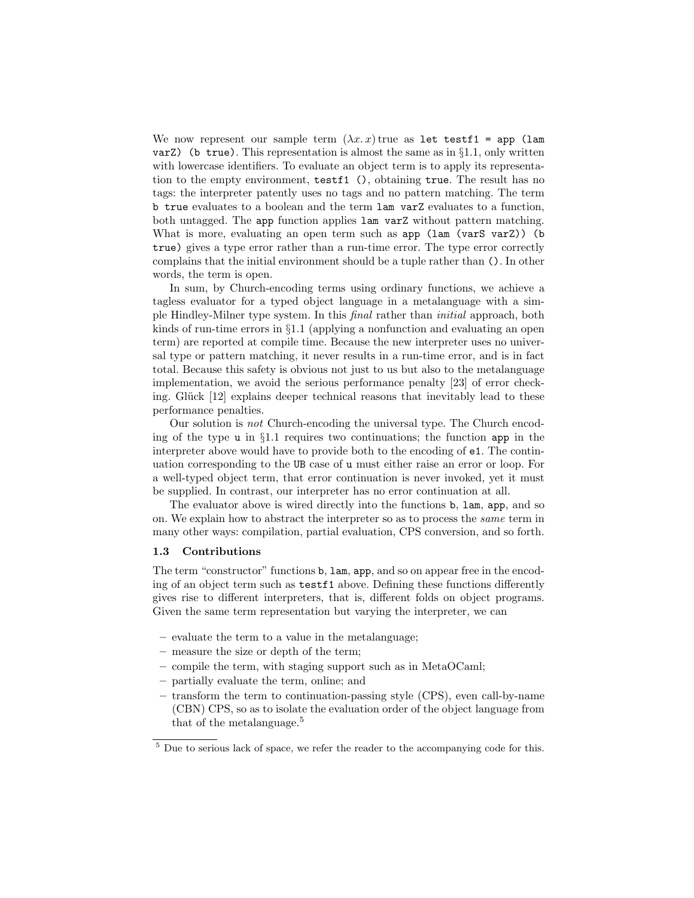We now represent our sample term $(\lambda x.\, x)\,\mathrm{true}$ as `let testf1 = app (lam varZ) (b true)`. This representation is almost the same as in §1.1, only written with lowercase identifiers. To evaluate an object term is to apply its representation to the empty environment, `testf1 ()`, obtaining `true`. The result has no tags: the interpreter patently uses no tags and no pattern matching. The term `b true` evaluates to a boolean and the term `lam varZ` evaluates to a function, both untagged. The `app` function applies `lam varZ` without pattern matching. What is more, evaluating an open term such as `app (lam (varS varZ)) (b true)` gives a type error rather than a run-time error. The type error correctly complains that the initial environment should be a tuple rather than `()`. In other words, the term is open.

In sum, by Church-encoding terms using ordinary functions, we achieve a tagless evaluator for a typed object language in a metalanguage with a simple Hindley-Milner type system. In this *final* rather than *initial* approach, both kinds of run-time errors in §1.1 (applying a nonfunction and evaluating an open term) are reported at compile time. Because the new interpreter uses no universal type or pattern matching, it never results in a run-time error, and is in fact total. Because this safety is obvious not just to us but also to the metalanguage implementation, we avoid the serious performance penalty [23] of error checking. Glück [12] explains deeper technical reasons that inevitably lead to these performance penalties.

Our solution is *not* Church-encoding the universal type. The Church encoding of the type `u` in §1.1 requires two continuations; the function `app` in the interpreter above would have to provide both to the encoding of `e1`. The continuation corresponding to the `UB` case of `u` must either raise an error or loop. For a well-typed object term, that error continuation is never invoked, yet it must be supplied. In contrast, our interpreter has no error continuation at all.

The evaluator above is wired directly into the functions `b`, `lam`, `app`, and so on. We explain how to abstract the interpreter so as to process the *same* term in many other ways: compilation, partial evaluation, CPS conversion, and so forth.

### 1.3 Contributions

The term "constructor" functions `b`, `lam`, `app`, and so on appear free in the encoding of an object term such as `testf1` above. Defining these functions differently gives rise to different interpreters, that is, different folds on object programs. Given the same term representation but varying the interpreter, we can

- evaluate the term to a value in the metalanguage;
- measure the size or depth of the term;
- compile the term, with staging support such as in MetaOCaml;
- partially evaluate the term, online; and
- transform the term to continuation-passing style (CPS), even call-by-name (CBN) CPS, so as to isolate the evaluation order of the object language from that of the metalanguage.[5]

[5] Due to serious lack of space, we refer the reader to the accompanying code for this.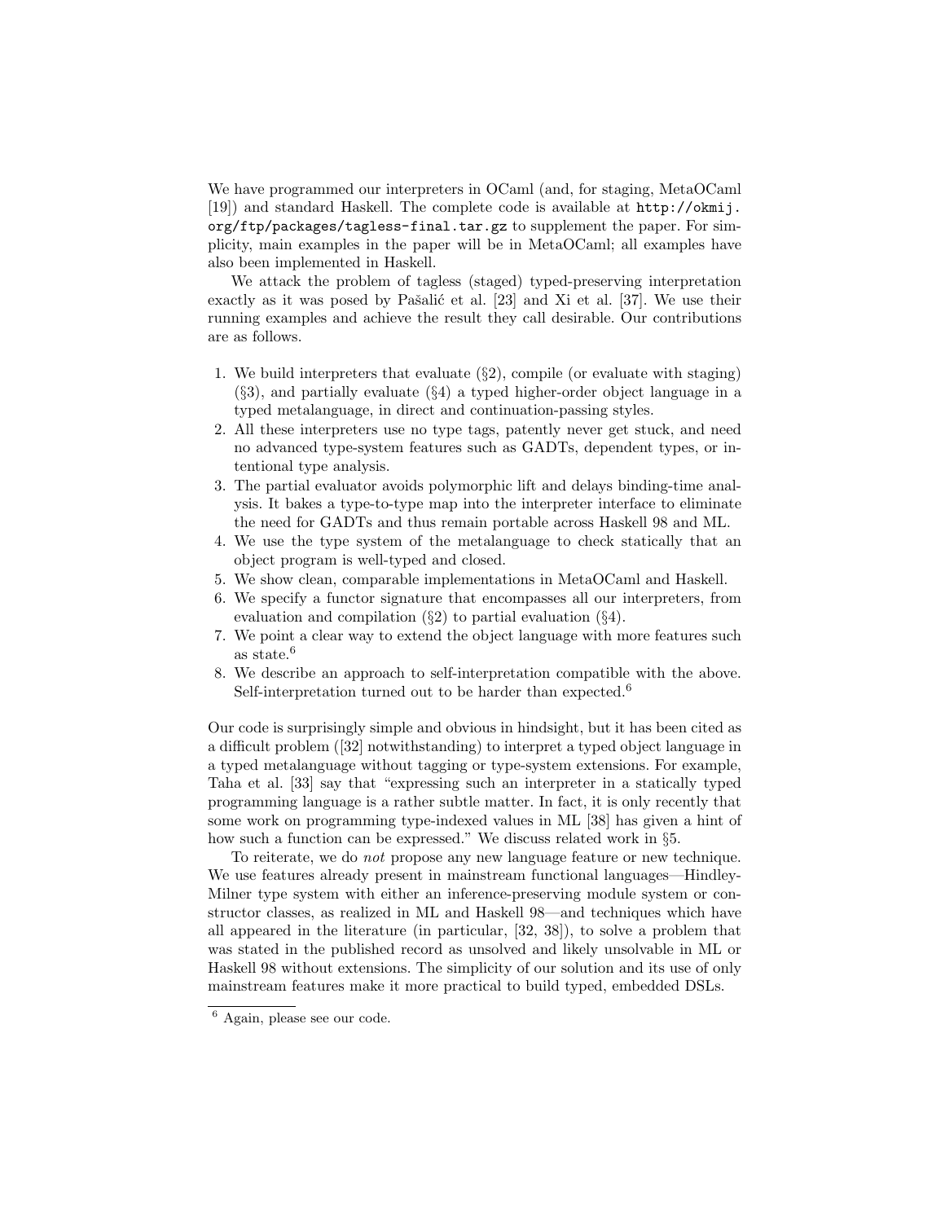We have programmed our interpreters in OCaml (and, for staging, MetaOCaml [19]) and standard Haskell. The complete code is available at `http://okmij.org/ftp/packages/tagless-final.tar.gz` to supplement the paper. For simplicity, main examples in the paper will be in MetaOCaml; all examples have also been implemented in Haskell.

We attack the problem of tagless (staged) typed-preserving interpretation exactly as it was posed by Pašalić et al. [23] and Xi et al. [37]. We use their running examples and achieve the result they call desirable. Our contributions are as follows.

1. We build interpreters that evaluate (§2), compile (or evaluate with staging) (§3), and partially evaluate (§4) a typed higher-order object language in a typed metalanguage, in direct and continuation-passing styles.
2. All these interpreters use no type tags, patently never get stuck, and need no advanced type-system features such as GADTs, dependent types, or intentional type analysis.
3. The partial evaluator avoids polymorphic lift and delays binding-time analysis. It bakes a type-to-type map into the interpreter interface to eliminate the need for GADTs and thus remain portable across Haskell 98 and ML.
4. We use the type system of the metalanguage to check statically that an object program is well-typed and closed.
5. We show clean, comparable implementations in MetaOCaml and Haskell.
6. We specify a functor signature that encompasses all our interpreters, from evaluation and compilation (§2) to partial evaluation (§4).
7. We point a clear way to extend the object language with more features such as state.[6]
8. We describe an approach to self-interpretation compatible with the above. Self-interpretation turned out to be harder than expected.[6]

Our code is surprisingly simple and obvious in hindsight, but it has been cited as a difficult problem ([32] notwithstanding) to interpret a typed object language in a typed metalanguage without tagging or type-system extensions. For example, Taha et al. [33] say that "expressing such an interpreter in a statically typed programming language is a rather subtle matter. In fact, it is only recently that some work on programming type-indexed values in ML [38] has given a hint of how such a function can be expressed." We discuss related work in §5.

To reiterate, we do *not* propose any new language feature or new technique. We use features already present in mainstream functional languages—Hindley-Milner type system with either an inference-preserving module system or constructor classes, as realized in ML and Haskell 98—and techniques which have all appeared in the literature (in particular, [32, 38]), to solve a problem that was stated in the published record as unsolved and likely unsolvable in ML or Haskell 98 without extensions. The simplicity of our solution and its use of only mainstream features make it more practical to build typed, embedded DSLs.

[6] Again, please see our code.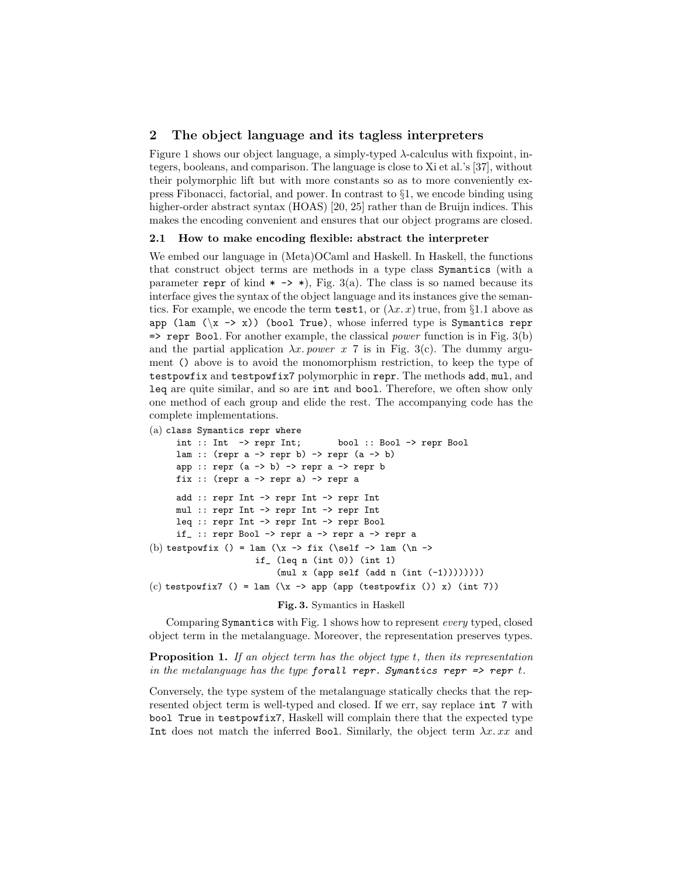## 2 The object language and its tagless interpreters

Figure 1 shows our object language, a simply-typed $\lambda$-calculus with fixpoint, integers, booleans, and comparison. The language is close to Xi et al.'s [37], without their polymorphic lift but with more constants so as to more conveniently express Fibonacci, factorial, and power. In contrast to §1, we encode binding using higher-order abstract syntax (HOAS) [20, 25] rather than de Bruijn indices. This makes the encoding convenient and ensures that our object programs are closed.

### 2.1 How to make encoding flexible: abstract the interpreter

We embed our language in (Meta)OCaml and Haskell. In Haskell, the functions that construct object terms are methods in a type class `Symantics` (with a parameter `repr` of kind `* -> *`), Fig. 3(a). The class is so named because its interface gives the syntax of the object language and its instances give the semantics. For example, we encode the term `test1`, or $(\lambda x. x)$ true, from §1.1 above as `app (lam (\x -> x)) (bool True)`, whose inferred type is `Symantics repr => repr Bool`. For another example, the classical *power* function is in Fig. 3(b) and the partial application $\lambda x.\, power\ x\ 7$ is in Fig. 3(c). The dummy argument `()` above is to avoid the monomorphism restriction, to keep the type of `testpowfix` and `testpowfix7` polymorphic in `repr`. The methods `add`, `mul`, and `leq` are quite similar, and so are `int` and `bool`. Therefore, we often show only one method of each group and elide the rest. The accompanying code has the complete implementations.

```
(a) class Symantics repr where
      int :: Int  -> repr Int;       bool :: Bool -> repr Bool
      lam :: (repr a -> repr b) -> repr (a -> b)
      app :: repr (a -> b) -> repr a -> repr b
      fix :: (repr a -> repr a) -> repr a

      add :: repr Int -> repr Int -> repr Int
      mul :: repr Int -> repr Int -> repr Int
      leq :: repr Int -> repr Int -> repr Bool
      if_ :: repr Bool -> repr a -> repr a -> repr a
(b) testpowfix () = lam (\x -> fix (\self -> lam (\n ->
                     if_ (leq n (int 0)) (int 1)
                         (mul x (app self (add n (int (-1))))))))
(c) testpowfix7 () = lam (\x -> app (app (testpowfix ()) x) (int 7))
```

**Fig. 3.** Symantics in Haskell

Comparing `Symantics` with Fig. 1 shows how to represent *every* typed, closed object term in the metalanguage. Moreover, the representation preserves types.

**Proposition 1.** *If an object term has the object type t, then its representation in the metalanguage has the type* `forall repr. Symantics repr => repr` *t.*

Conversely, the type system of the metalanguage statically checks that the represented object term is well-typed and closed. If we err, say replace `int 7` with `bool True` in `testpowfix7`, Haskell will complain there that the expected type `Int` does not match the inferred `Bool`. Similarly, the object term $\lambda x. xx$ and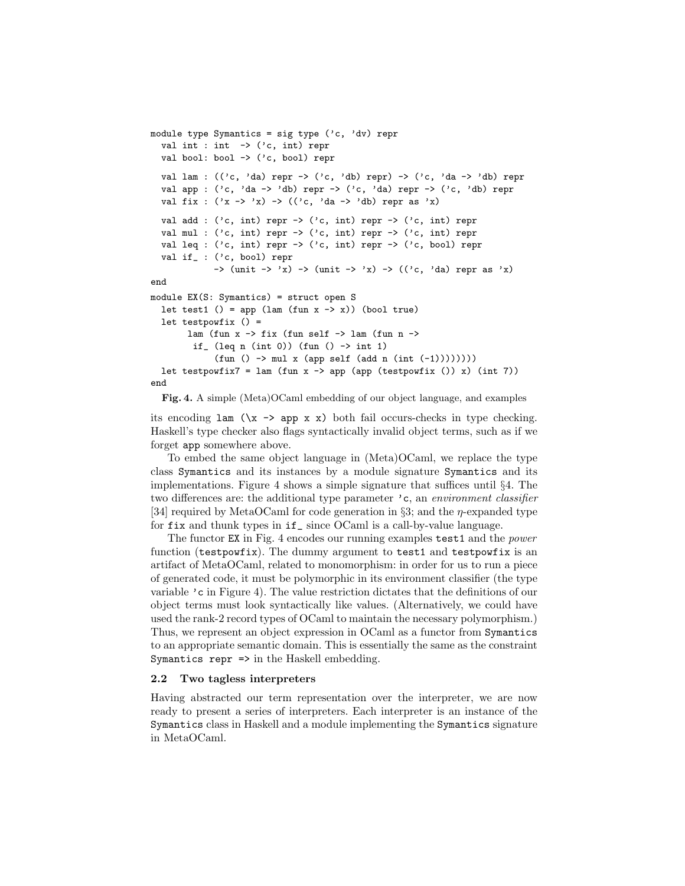```
module type Symantics = sig type ('c, 'dv) repr
  val int : int  -> ('c, int) repr
  val bool: bool -> ('c, bool) repr

  val lam : (('c, 'da) repr -> ('c, 'db) repr) -> ('c, 'da -> 'db) repr
  val app : ('c, 'da -> 'db) repr -> ('c, 'da) repr -> ('c, 'db) repr
  val fix : ('x -> 'x) -> (('c, 'da -> 'db) repr as 'x)

  val add : ('c, int) repr -> ('c, int) repr -> ('c, int) repr
  val mul : ('c, int) repr -> ('c, int) repr -> ('c, int) repr
  val leq : ('c, int) repr -> ('c, int) repr -> ('c, bool) repr
  val if_ : ('c, bool) repr
            -> (unit -> 'x) -> (unit -> 'x) -> (('c, 'da) repr as 'x)
end
module EX(S: Symantics) = struct open S
  let test1 () = app (lam (fun x -> x)) (bool true)
  let testpowfix () =
      lam (fun x -> fix (fun self -> lam (fun n ->
        if_ (leq n (int 0)) (fun () -> int 1)
            (fun () -> mul x (app self (add n (int (-1))))))))
  let testpowfix7 = lam (fun x -> app (app (testpowfix ()) x) (int 7))
end
```

**Fig. 4.** A simple (Meta)OCaml embedding of our object language, and examples

its encoding `lam (\x -> app x x)` both fail occurs-checks in type checking. Haskell's type checker also flags syntactically invalid object terms, such as if we forget `app` somewhere above.

To embed the same object language in (Meta)OCaml, we replace the type class `Symantics` and its instances by a module signature `Symantics` and its implementations. Figure 4 shows a simple signature that suffices until §4. The two differences are: the additional type parameter `'c`, an *environment classifier* [34] required by MetaOCaml for code generation in §3; and the $\eta$-expanded type for `fix` and thunk types in `if_` since OCaml is a call-by-value language.

The functor `EX` in Fig. 4 encodes our running examples `test1` and the *power* function (`testpowfix`). The dummy argument to `test1` and `testpowfix` is an artifact of MetaOCaml, related to monomorphism: in order for us to run a piece of generated code, it must be polymorphic in its environment classifier (the type variable `'c` in Figure 4). The value restriction dictates that the definitions of our object terms must look syntactically like values. (Alternatively, we could have used the rank-2 record types of OCaml to maintain the necessary polymorphism.) Thus, we represent an object expression in OCaml as a functor from `Symantics` to an appropriate semantic domain. This is essentially the same as the constraint `Symantics repr =>` in the Haskell embedding.

### 2.2 Two tagless interpreters

Having abstracted our term representation over the interpreter, we are now ready to present a series of interpreters. Each interpreter is an instance of the `Symantics` class in Haskell and a module implementing the `Symantics` signature in MetaOCaml.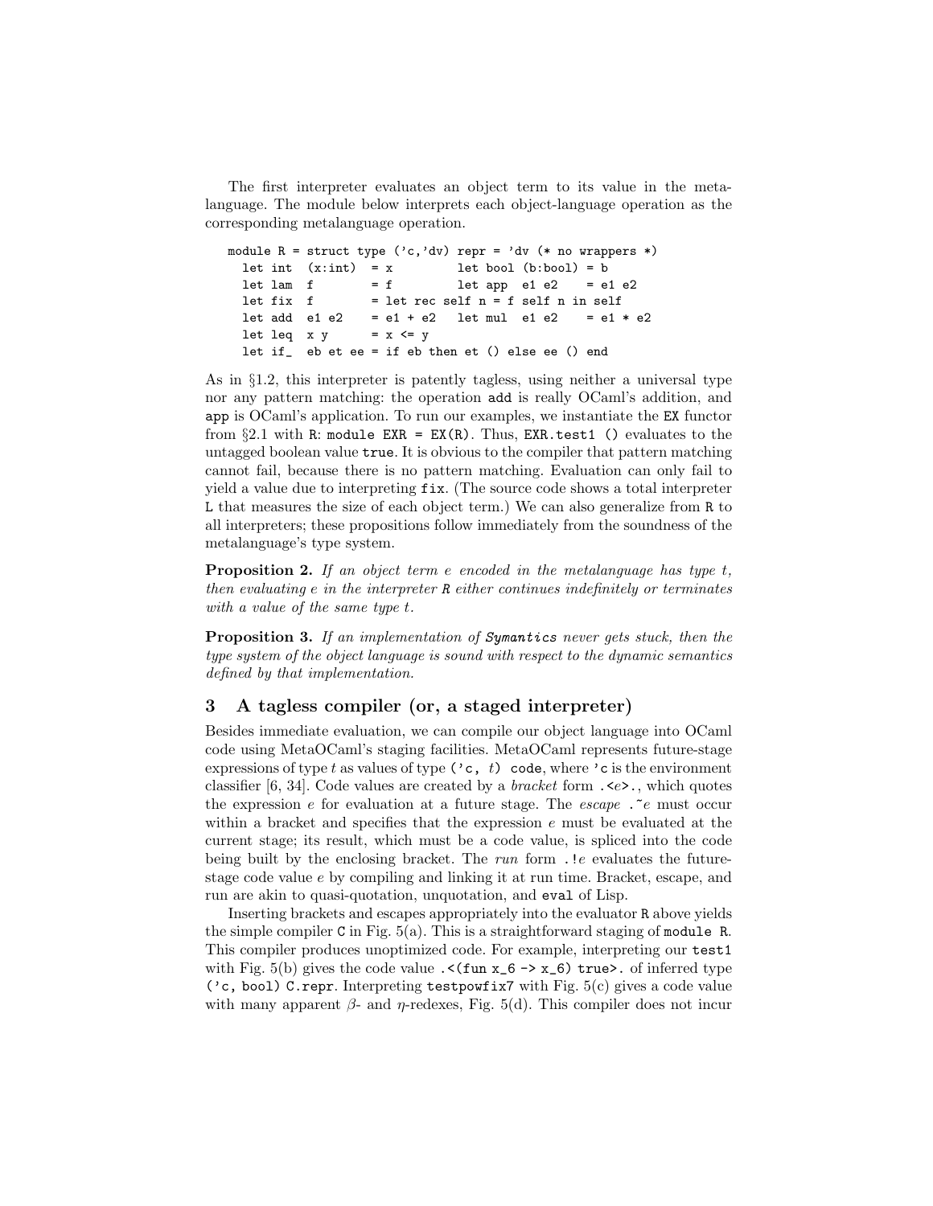The first interpreter evaluates an object term to its value in the metalanguage. The module below interprets each object-language operation as the corresponding metalanguage operation.

```
module R = struct type ('c,'dv) repr = 'dv (* no wrappers *)
  let int  (x:int)  = x         let bool (b:bool) = b
  let lam  f        = f         let app  e1 e2    = e1 e2
  let fix  f        = let rec self n = f self n in self
  let add  e1 e2    = e1 + e2   let mul  e1 e2    = e1 * e2
  let leq  x y      = x <= y
  let if_  eb et ee = if eb then et () else ee () end
```

As in §1.2, this interpreter is patently tagless, using neither a universal type nor any pattern matching: the operation `add` is really OCaml's addition, and `app` is OCaml's application. To run our examples, we instantiate the `EX` functor from §2.1 with `R`: `module EXR = EX(R)`. Thus, `EXR.test1 ()` evaluates to the untagged boolean value `true`. It is obvious to the compiler that pattern matching cannot fail, because there is no pattern matching. Evaluation can only fail to yield a value due to interpreting `fix`. (The source code shows a total interpreter `L` that measures the size of each object term.) We can also generalize from `R` to all interpreters; these propositions follow immediately from the soundness of the metalanguage's type system.

**Proposition 2.** *If an object term e encoded in the metalanguage has type t, then evaluating e in the interpreter* `R` *either continues indefinitely or terminates with a value of the same type t.*

**Proposition 3.** *If an implementation of* `Symantics` *never gets stuck, then the type system of the object language is sound with respect to the dynamic semantics defined by that implementation.*

## 3 A tagless compiler (or, a staged interpreter)

Besides immediate evaluation, we can compile our object language into OCaml code using MetaOCaml's staging facilities. MetaOCaml represents future-stage expressions of type $t$ as values of type `('c, t) code`, where `'c` is the environment classifier [6, 34]. Code values are created by a *bracket* form `.<e>.`, which quotes the expression $e$ for evaluation at a future stage. The *escape* `.~e` must occur within a bracket and specifies that the expression $e$ must be evaluated at the current stage; its result, which must be a code value, is spliced into the code being built by the enclosing bracket. The *run* form `.!e` evaluates the future-stage code value $e$ by compiling and linking it at run time. Bracket, escape, and run are akin to quasi-quotation, unquotation, and `eval` of Lisp.

Inserting brackets and escapes appropriately into the evaluator `R` above yields the simple compiler `C` in Fig. 5(a). This is a straightforward staging of `module R`. This compiler produces unoptimized code. For example, interpreting our `test1` with Fig. 5(b) gives the code value `.<(fun x_6 -> x_6) true>.` of inferred type `('c, bool) C.repr`. Interpreting `testpowfix7` with Fig. 5(c) gives a code value with many apparent $\beta$- and $\eta$-redexes, Fig. 5(d). This compiler does not incur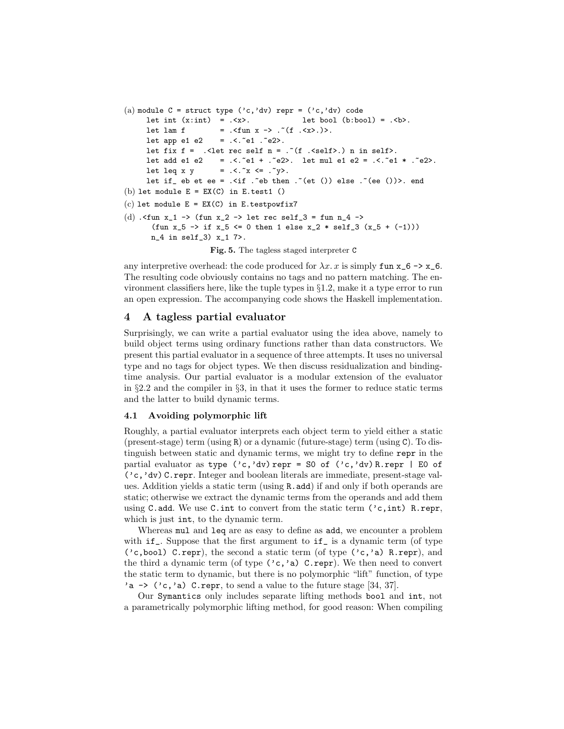```
(a) module C = struct type ('c,'dv) repr = ('c,'dv) code
     let int (x:int)  = .<x>.            let bool (b:bool) = .<b>.
     let lam f        = .<fun x -> .~(f .<x>.)>.
     let app e1 e2    = .<.~e1 .~e2>.
     let fix f =  .<let rec self n = .~(f .<self>.) n in self>.
     let add e1 e2    = .<.~e1 + .~e2>.  let mul e1 e2 = .<.~e1 * .~e2>.
     let leq x y      = .<.~x <= .~y>.
     let if_ eb et ee = .<if .~eb then .~(et ()) else .~(ee ())>. end
(b) let module E = EX(C) in E.test1 ()
(c) let module E = EX(C) in E.testpowfix7
(d) .<fun x_1 -> (fun x_2 -> let rec self_3 = fun n_4 ->
      (fun x_5 -> if x_5 <= 0 then 1 else x_2 * self_3 (x_5 + (-1)))
     n_4 in self_3) x_1 7>.
```

**Fig. 5.** The tagless staged interpreter `C`

any interpretive overhead: the code produced for $\lambda x.\, x$ is simply `fun x_6 -> x_6`. The resulting code obviously contains no tags and no pattern matching. The environment classifiers here, like the tuple types in §1.2, make it a type error to run an open expression. The accompanying code shows the Haskell implementation.

## 4 A tagless partial evaluator

Surprisingly, we can write a partial evaluator using the idea above, namely to build object terms using ordinary functions rather than data constructors. We present this partial evaluator in a sequence of three attempts. It uses no universal type and no tags for object types. We then discuss residualization and binding-time analysis. Our partial evaluator is a modular extension of the evaluator in §2.2 and the compiler in §3, in that it uses the former to reduce static terms and the latter to build dynamic terms.

### 4.1 Avoiding polymorphic lift

Roughly, a partial evaluator interprets each object term to yield either a static (present-stage) term (using `R`) or a dynamic (future-stage) term (using `C`). To distinguish between static and dynamic terms, we might try to define `repr` in the partial evaluator as `type ('c,'dv) repr = S0 of ('c,'dv) R.repr | E0 of ('c,'dv) C.repr`. Integer and boolean literals are immediate, present-stage values. Addition yields a static term (using `R.add`) if and only if both operands are static; otherwise we extract the dynamic terms from the operands and add them using `C.add`. We use `C.int` to convert from the static term `('c,int) R.repr`, which is just `int`, to the dynamic term.

Whereas `mul` and `leq` are as easy to define as `add`, we encounter a problem with `if_`. Suppose that the first argument to `if_` is a dynamic term (of type `('c,bool) C.repr`), the second a static term (of type `('c,'a) R.repr`), and the third a dynamic term (of type `('c,'a) C.repr`). We then need to convert the static term to dynamic, but there is no polymorphic "lift" function, of type `'a -> ('c,'a) C.repr`, to send a value to the future stage [34, 37].

Our `Symantics` only includes separate lifting methods `bool` and `int`, not a parametrically polymorphic lifting method, for good reason: When compiling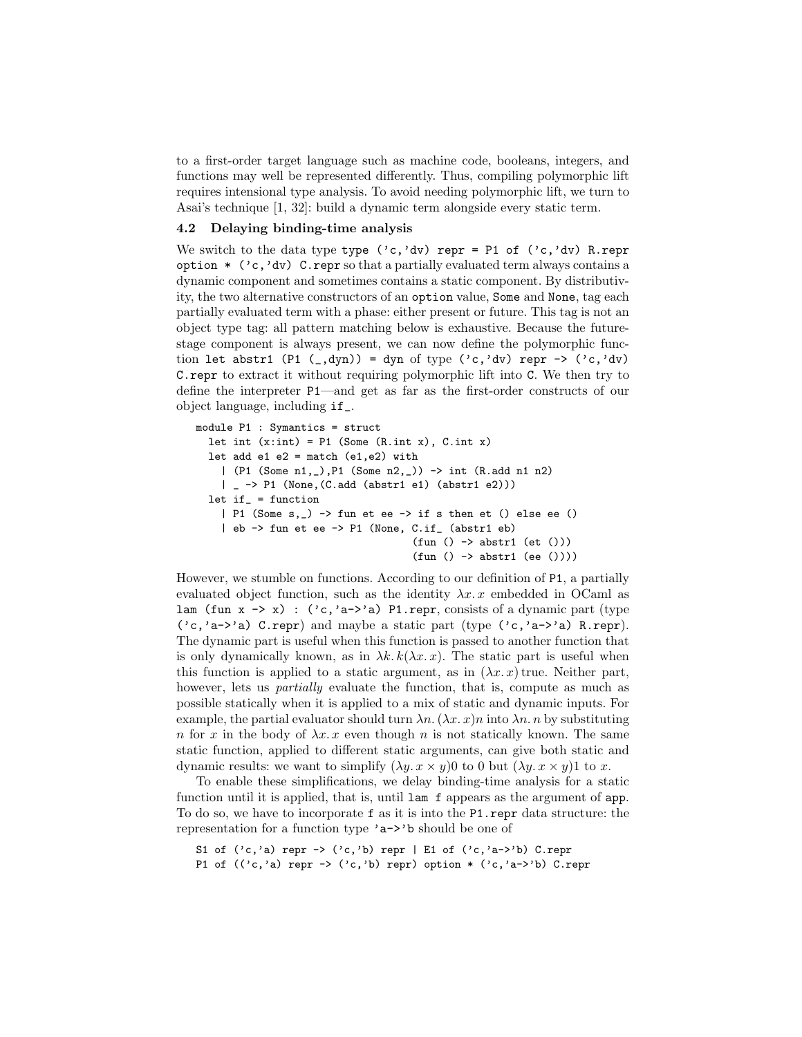to a first-order target language such as machine code, booleans, integers, and functions may well be represented differently. Thus, compiling polymorphic lift requires intensional type analysis. To avoid needing polymorphic lift, we turn to Asai's technique [1, 32]: build a dynamic term alongside every static term.

### 4.2 Delaying binding-time analysis

We switch to the data type `type ('c,'dv) repr = P1 of ('c,'dv) R.repr option * ('c,'dv) C.repr` so that a partially evaluated term always contains a dynamic component and sometimes contains a static component. By distributivity, the two alternative constructors of an `option` value, `Some` and `None`, tag each partially evaluated term with a phase: either present or future. This tag is not an object type tag: all pattern matching below is exhaustive. Because the future-stage component is always present, we can now define the polymorphic function `let abstr1 (P1 (_,dyn)) = dyn` of type `('c,'dv) repr -> ('c,'dv) C.repr` to extract it without requiring polymorphic lift into `C`. We then try to define the interpreter `P1`—and get as far as the first-order constructs of our object language, including `if_`.

```
module P1 : Symantics = struct
  let int (x:int) = P1 (Some (R.int x), C.int x)
  let add e1 e2 = match (e1,e2) with
    | (P1 (Some n1,_),P1 (Some n2,_)) -> int (R.add n1 n2)
    | _ -> P1 (None,(C.add (abstr1 e1) (abstr1 e2)))
  let if_ = function
    | P1 (Some s,_) -> fun et ee -> if s then et () else ee ()
    | eb -> fun et ee -> P1 (None, C.if_ (abstr1 eb)
                                  (fun () -> abstr1 (et ()))
                                  (fun () -> abstr1 (ee ())))
```

However, we stumble on functions. According to our definition of `P1`, a partially evaluated object function, such as the identity $\lambda x.\, x$ embedded in OCaml as `lam (fun x -> x) : ('c,'a->'a) P1.repr`, consists of a dynamic part (type `('c,'a->'a) C.repr`) and maybe a static part (type `('c,'a->'a) R.repr`). The dynamic part is useful when this function is passed to another function that is only dynamically known, as in $\lambda k.\, k(\lambda x.\, x)$. The static part is useful when this function is applied to a static argument, as in $(\lambda x.\, x)\,\mathsf{true}$. Neither part, however, lets us *partially* evaluate the function, that is, compute as much as possible statically when it is applied to a mix of static and dynamic inputs. For example, the partial evaluator should turn $\lambda n.\, (\lambda x.\, x)n$ into $\lambda n.\, n$ by substituting $n$ for $x$ in the body of $\lambda x.\, x$ even though $n$ is not statically known. The same static function, applied to different static arguments, can give both static and dynamic results: we want to simplify $(\lambda y.\, x \times y)0$ to $0$ but $(\lambda y.\, x \times y)1$ to $x$.

To enable these simplifications, we delay binding-time analysis for a static function until it is applied, that is, until `lam f` appears as the argument of `app`. To do so, we have to incorporate `f` as it is into the `P1.repr` data structure: the representation for a function type `'a->'b` should be one of

```
S1 of ('c,'a) repr -> ('c,'b) repr | E1 of ('c,'a->'b) C.repr
P1 of (('c,'a) repr -> ('c,'b) repr) option * ('c,'a->'b) C.repr
```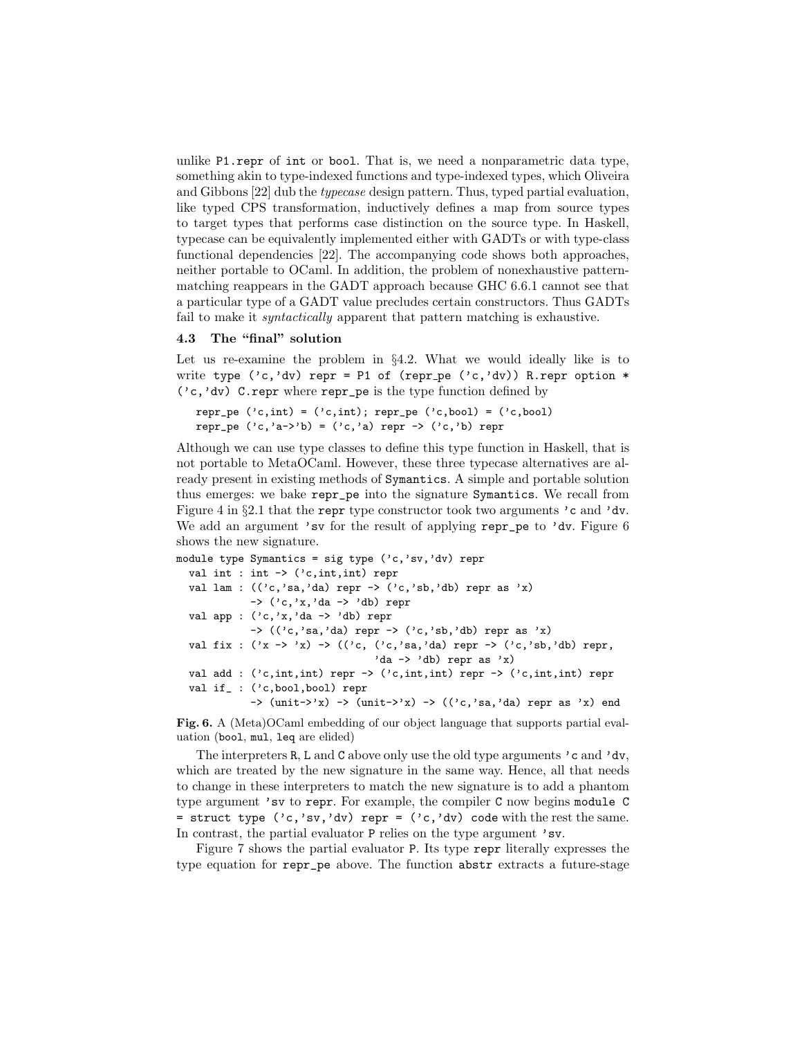unlike `P1.repr` of `int` or `bool`. That is, we need a nonparametric data type, something akin to type-indexed functions and type-indexed types, which Oliveira and Gibbons [22] dub the *typecase* design pattern. Thus, typed partial evaluation, like typed CPS transformation, inductively defines a map from source types to target types that performs case distinction on the source type. In Haskell, typecase can be equivalently implemented either with GADTs or with type-class functional dependencies [22]. The accompanying code shows both approaches, neither portable to OCaml. In addition, the problem of nonexhaustive pattern-matching reappears in the GADT approach because GHC 6.6.1 cannot see that a particular type of a GADT value precludes certain constructors. Thus GADTs fail to make it *syntactically* apparent that pattern matching is exhaustive.

### 4.3 The "final" solution

Let us re-examine the problem in §4.2. What we would ideally like is to write `type ('c,'dv) repr = P1 of (repr_pe ('c,'dv)) R.repr option * ('c,'dv) C.repr` where `repr_pe` is the type function defined by

```
repr_pe ('c,int) = ('c,int); repr_pe ('c,bool) = ('c,bool)
repr_pe ('c,'a->'b) = ('c,'a) repr -> ('c,'b) repr
```

Although we can use type classes to define this type function in Haskell, that is not portable to MetaOCaml. However, these three typecase alternatives are already present in existing methods of `Symantics`. A simple and portable solution thus emerges: we bake `repr_pe` into the signature `Symantics`. We recall from Figure 4 in §2.1 that the `repr` type constructor took two arguments `'c` and `'dv`. We add an argument `'sv` for the result of applying `repr_pe` to `'dv`. Figure 6 shows the new signature.

```
module type Symantics = sig type ('c,'sv,'dv) repr
  val int : int -> ('c,int,int) repr
  val lam : (('c,'sa,'da) repr -> ('c,'sb,'db) repr as 'x)
            -> ('c,'x,'da -> 'db) repr
  val app : ('c,'x,'da -> 'db) repr
            -> (('c,'sa,'da) repr -> ('c,'sb,'db) repr as 'x)
  val fix : ('x -> 'x) -> (('c, ('c,'sa,'da) repr -> ('c,'sb,'db) repr,
                              'da -> 'db) repr as 'x)
  val add : ('c,int,int) repr -> ('c,int,int) repr -> ('c,int,int) repr
  val if_ : ('c,bool,bool) repr
            -> (unit->'x) -> (unit->'x) -> (('c,'sa,'da) repr as 'x) end
```

**Fig. 6.** A (Meta)OCaml embedding of our object language that supports partial evaluation (`bool`, `mul`, `leq` are elided)

The interpreters `R`, `L` and `C` above only use the old type arguments `'c` and `'dv`, which are treated by the new signature in the same way. Hence, all that needs to change in these interpreters to match the new signature is to add a phantom type argument `'sv` to `repr`. For example, the compiler `C` now begins `module C = struct type ('c,'sv,'dv) repr = ('c,'dv) code` with the rest the same. In contrast, the partial evaluator `P` relies on the type argument `'sv`.

Figure 7 shows the partial evaluator `P`. Its type `repr` literally expresses the type equation for `repr_pe` above. The function `abstr` extracts a future-stage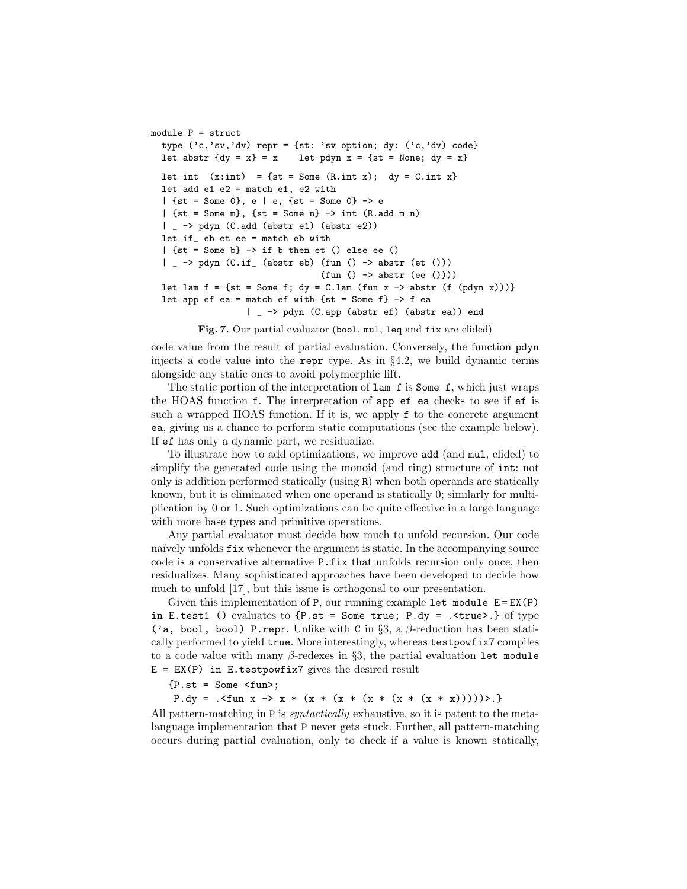```
module P = struct
  type ('c,'sv,'dv) repr = {st: 'sv option; dy: ('c,'dv) code}
  let abstr {dy = x} = x    let pdyn x = {st = None; dy = x}
  let int  (x:int)  = {st = Some (R.int x);  dy = C.int x}
  let add e1 e2 = match e1, e2 with
  | {st = Some 0}, e | e, {st = Some 0} -> e
  | {st = Some m}, {st = Some n} -> int (R.add m n)
  | _ -> pdyn (C.add (abstr e1) (abstr e2))
  let if_ eb et ee = match eb with
  | {st = Some b} -> if b then et () else ee ()
  | _ -> pdyn (C.if_ (abstr eb) (fun () -> abstr (et ()))
                                (fun () -> abstr (ee ())))
  let lam f = {st = Some f; dy = C.lam (fun x -> abstr (f (pdyn x)))}
  let app ef ea = match ef with {st = Some f} -> f ea
                 | _ -> pdyn (C.app (abstr ef) (abstr ea)) end
```

**Fig. 7.** Our partial evaluator (`bool`, `mul`, `leq` and `fix` are elided)

code value from the result of partial evaluation. Conversely, the function `pdyn` injects a code value into the `repr` type. As in §4.2, we build dynamic terms alongside any static ones to avoid polymorphic lift.

The static portion of the interpretation of `lam f` is `Some f`, which just wraps the HOAS function `f`. The interpretation of `app ef ea` checks to see if `ef` is such a wrapped HOAS function. If it is, we apply `f` to the concrete argument `ea`, giving us a chance to perform static computations (see the example below). If `ef` has only a dynamic part, we residualize.

To illustrate how to add optimizations, we improve `add` (and `mul`, elided) to simplify the generated code using the monoid (and ring) structure of `int`: not only is addition performed statically (using `R`) when both operands are statically known, but it is eliminated when one operand is statically 0; similarly for multiplication by 0 or 1. Such optimizations can be quite effective in a large language with more base types and primitive operations.

Any partial evaluator must decide how much to unfold recursion. Our code naïvely unfolds `fix` whenever the argument is static. In the accompanying source code is a conservative alternative `P.fix` that unfolds recursion only once, then residualizes. Many sophisticated approaches have been developed to decide how much to unfold [17], but this issue is orthogonal to our presentation.

Given this implementation of `P`, our running example `let module E = EX(P) in E.test1 ()` evaluates to `{P.st = Some true; P.dy = .<true>.}` of type `('a, bool, bool) P.repr`. Unlike with `C` in §3, a $\beta$-reduction has been statically performed to yield `true`. More interestingly, whereas `testpowfix7` compiles to a code value with many $\beta$-redexes in §3, the partial evaluation `let module E = EX(P) in E.testpowfix7` gives the desired result

```
{P.st = Some <fun>;
 P.dy = .<fun x -> x * (x * (x * (x * (x * (x * x)))))>.}
```

All pattern-matching in `P` is *syntactically* exhaustive, so it is patent to the metalanguage implementation that `P` never gets stuck. Further, all pattern-matching occurs during partial evaluation, only to check if a value is known statically,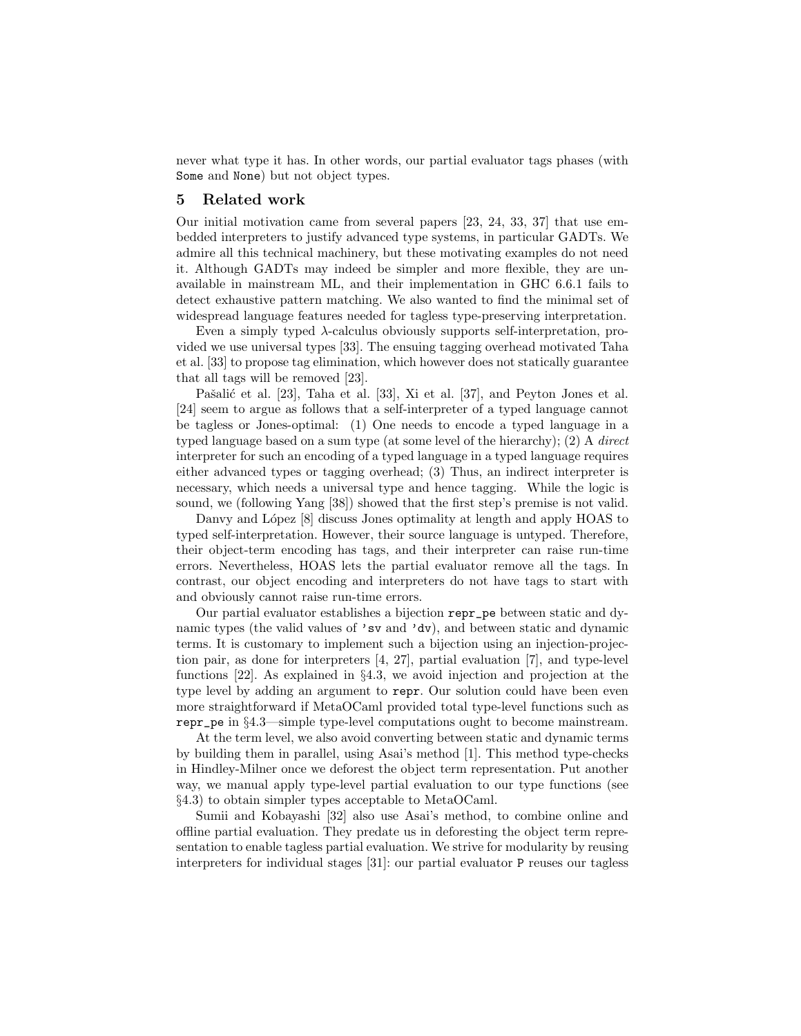never what type it has. In other words, our partial evaluator tags phases (with `Some` and `None`) but not object types.

## 5 Related work

Our initial motivation came from several papers [23, 24, 33, 37] that use embedded interpreters to justify advanced type systems, in particular GADTs. We admire all this technical machinery, but these motivating examples do not need it. Although GADTs may indeed be simpler and more flexible, they are unavailable in mainstream ML, and their implementation in GHC 6.6.1 fails to detect exhaustive pattern matching. We also wanted to find the minimal set of widespread language features needed for tagless type-preserving interpretation.

Even a simply typed λ-calculus obviously supports self-interpretation, provided we use universal types [33]. The ensuing tagging overhead motivated Taha et al. [33] to propose tag elimination, which however does not statically guarantee that all tags will be removed [23].

Pašalić et al. [23], Taha et al. [33], Xi et al. [37], and Peyton Jones et al. [24] seem to argue as follows that a self-interpreter of a typed language cannot be tagless or Jones-optimal: (1) One needs to encode a typed language in a typed language based on a sum type (at some level of the hierarchy); (2) A *direct* interpreter for such an encoding of a typed language in a typed language requires either advanced types or tagging overhead; (3) Thus, an indirect interpreter is necessary, which needs a universal type and hence tagging. While the logic is sound, we (following Yang [38]) showed that the first step's premise is not valid.

Danvy and López [8] discuss Jones optimality at length and apply HOAS to typed self-interpretation. However, their source language is untyped. Therefore, their object-term encoding has tags, and their interpreter can raise run-time errors. Nevertheless, HOAS lets the partial evaluator remove all the tags. In contrast, our object encoding and interpreters do not have tags to start with and obviously cannot raise run-time errors.

Our partial evaluator establishes a bijection `repr_pe` between static and dynamic types (the valid values of `'sv` and `'dv`), and between static and dynamic terms. It is customary to implement such a bijection using an injection-projection pair, as done for interpreters [4, 27], partial evaluation [7], and type-level functions [22]. As explained in §4.3, we avoid injection and projection at the type level by adding an argument to `repr`. Our solution could have been even more straightforward if MetaOCaml provided total type-level functions such as `repr_pe` in §4.3—simple type-level computations ought to become mainstream.

At the term level, we also avoid converting between static and dynamic terms by building them in parallel, using Asai's method [1]. This method type-checks in Hindley-Milner once we deforest the object term representation. Put another way, we manual apply type-level partial evaluation to our type functions (see §4.3) to obtain simpler types acceptable to MetaOCaml.

Sumii and Kobayashi [32] also use Asai's method, to combine online and offline partial evaluation. They predate us in deforesting the object term representation to enable tagless partial evaluation. We strive for modularity by reusing interpreters for individual stages [31]: our partial evaluator `P` reuses our tagless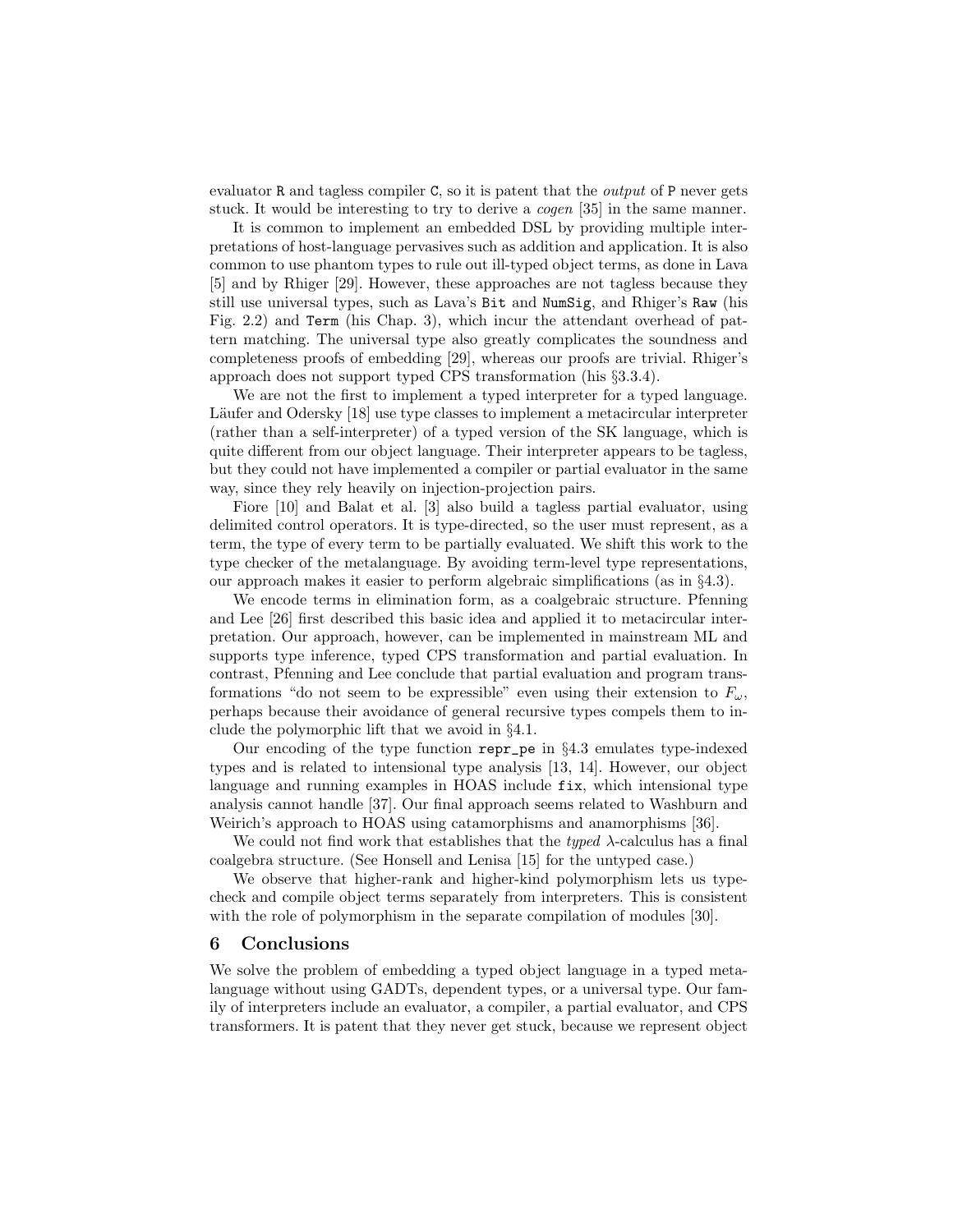evaluator `R` and tagless compiler `C`, so it is patent that the *output* of `P` never gets stuck. It would be interesting to try to derive a *cogen* [35] in the same manner.

It is common to implement an embedded DSL by providing multiple interpretations of host-language pervasives such as addition and application. It is also common to use phantom types to rule out ill-typed object terms, as done in Lava [5] and by Rhiger [29]. However, these approaches are not tagless because they still use universal types, such as Lava's `Bit` and `NumSig`, and Rhiger's `Raw` (his Fig. 2.2) and `Term` (his Chap. 3), which incur the attendant overhead of pattern matching. The universal type also greatly complicates the soundness and completeness proofs of embedding [29], whereas our proofs are trivial. Rhiger's approach does not support typed CPS transformation (his §3.3.4).

We are not the first to implement a typed interpreter for a typed language. Läufer and Odersky [18] use type classes to implement a metacircular interpreter (rather than a self-interpreter) of a typed version of the SK language, which is quite different from our object language. Their interpreter appears to be tagless, but they could not have implemented a compiler or partial evaluator in the same way, since they rely heavily on injection-projection pairs.

Fiore [10] and Balat et al. [3] also build a tagless partial evaluator, using delimited control operators. It is type-directed, so the user must represent, as a term, the type of every term to be partially evaluated. We shift this work to the type checker of the metalanguage. By avoiding term-level type representations, our approach makes it easier to perform algebraic simplifications (as in §4.3).

We encode terms in elimination form, as a coalgebraic structure. Pfenning and Lee [26] first described this basic idea and applied it to metacircular interpretation. Our approach, however, can be implemented in mainstream ML and supports type inference, typed CPS transformation and partial evaluation. In contrast, Pfenning and Lee conclude that partial evaluation and program transformations "do not seem to be expressible" even using their extension to $F_\omega$, perhaps because their avoidance of general recursive types compels them to include the polymorphic lift that we avoid in §4.1.

Our encoding of the type function `repr_pe` in §4.3 emulates type-indexed types and is related to intensional type analysis [13, 14]. However, our object language and running examples in HOAS include `fix`, which intensional type analysis cannot handle [37]. Our final approach seems related to Washburn and Weirich's approach to HOAS using catamorphisms and anamorphisms [36].

We could not find work that establishes that the *typed* $\lambda$-calculus has a final coalgebra structure. (See Honsell and Lenisa [15] for the untyped case.)

We observe that higher-rank and higher-kind polymorphism lets us typecheck and compile object terms separately from interpreters. This is consistent with the role of polymorphism in the separate compilation of modules [30].

## 6 Conclusions

We solve the problem of embedding a typed object language in a typed metalanguage without using GADTs, dependent types, or a universal type. Our family of interpreters include an evaluator, a compiler, a partial evaluator, and CPS transformers. It is patent that they never get stuck, because we represent object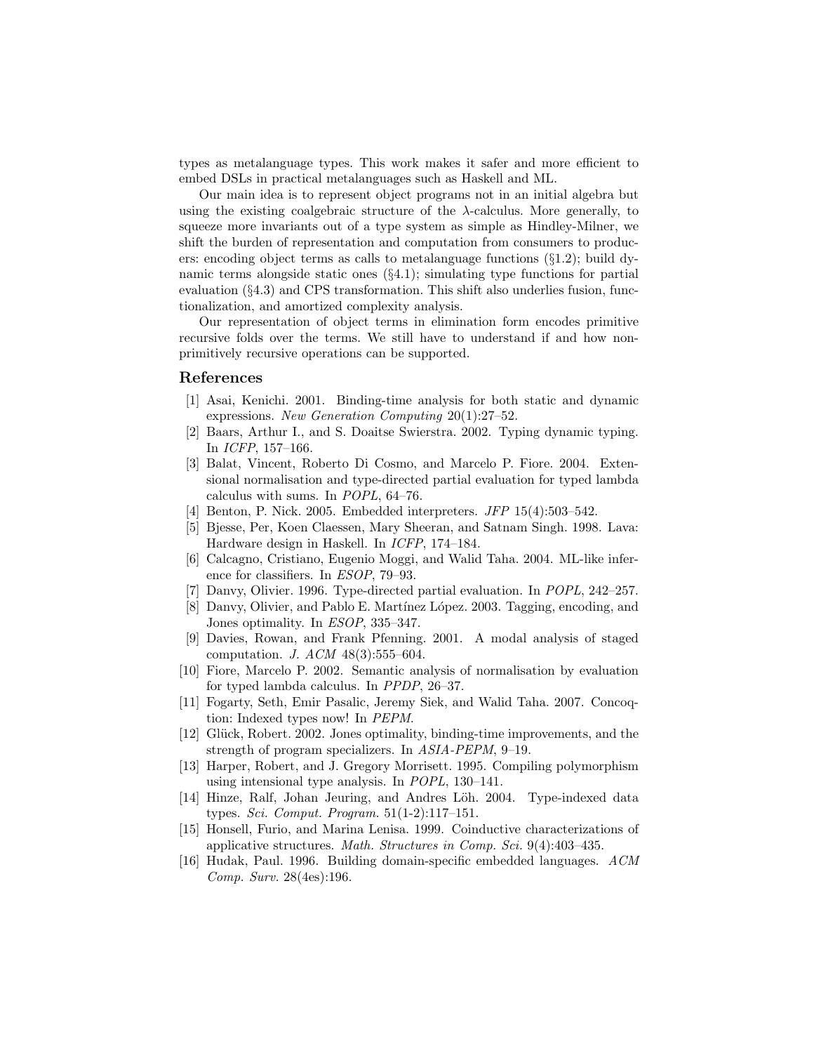types as metalanguage types. This work makes it safer and more efficient to embed DSLs in practical metalanguages such as Haskell and ML.

Our main idea is to represent object programs not in an initial algebra but using the existing coalgebraic structure of the $\lambda$-calculus. More generally, to squeeze more invariants out of a type system as simple as Hindley-Milner, we shift the burden of representation and computation from consumers to producers: encoding object terms as calls to metalanguage functions (§1.2); build dynamic terms alongside static ones (§4.1); simulating type functions for partial evaluation (§4.3) and CPS transformation. This shift also underlies fusion, functionalization, and amortized complexity analysis.

Our representation of object terms in elimination form encodes primitive recursive folds over the terms. We still have to understand if and how non-primitively recursive operations can be supported.

## References

[1] Asai, Kenichi. 2001. Binding-time analysis for both static and dynamic expressions. *New Generation Computing* 20(1):27–52.

[2] Baars, Arthur I., and S. Doaitse Swierstra. 2002. Typing dynamic typing. In *ICFP*, 157–166.

[3] Balat, Vincent, Roberto Di Cosmo, and Marcelo P. Fiore. 2004. Extensional normalisation and type-directed partial evaluation for typed lambda calculus with sums. In *POPL*, 64–76.

[4] Benton, P. Nick. 2005. Embedded interpreters. *JFP* 15(4):503–542.

[5] Bjesse, Per, Koen Claessen, Mary Sheeran, and Satnam Singh. 1998. Lava: Hardware design in Haskell. In *ICFP*, 174–184.

[6] Calcagno, Cristiano, Eugenio Moggi, and Walid Taha. 2004. ML-like inference for classifiers. In *ESOP*, 79–93.

[7] Danvy, Olivier. 1996. Type-directed partial evaluation. In *POPL*, 242–257.

[8] Danvy, Olivier, and Pablo E. Martínez López. 2003. Tagging, encoding, and Jones optimality. In *ESOP*, 335–347.

[9] Davies, Rowan, and Frank Pfenning. 2001. A modal analysis of staged computation. *J. ACM* 48(3):555–604.

[10] Fiore, Marcelo P. 2002. Semantic analysis of normalisation by evaluation for typed lambda calculus. In *PPDP*, 26–37.

[11] Fogarty, Seth, Emir Pasalic, Jeremy Siek, and Walid Taha. 2007. Concoqtion: Indexed types now! In *PEPM*.

[12] Glück, Robert. 2002. Jones optimality, binding-time improvements, and the strength of program specializers. In *ASIA-PEPM*, 9–19.

[13] Harper, Robert, and J. Gregory Morrisett. 1995. Compiling polymorphism using intensional type analysis. In *POPL*, 130–141.

[14] Hinze, Ralf, Johan Jeuring, and Andres Löh. 2004. Type-indexed data types. *Sci. Comput. Program.* 51(1-2):117–151.

[15] Honsell, Furio, and Marina Lenisa. 1999. Coinductive characterizations of applicative structures. *Math. Structures in Comp. Sci.* 9(4):403–435.

[16] Hudak, Paul. 1996. Building domain-specific embedded languages. *ACM Comp. Surv.* 28(4es):196.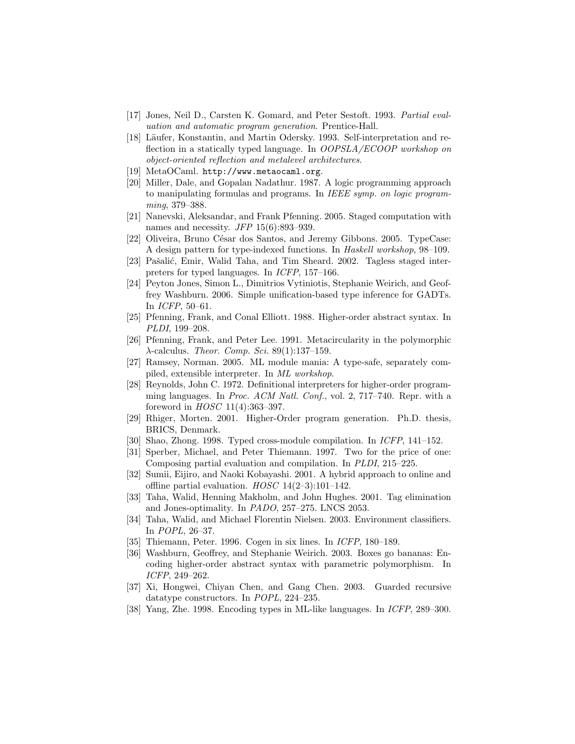[17] Jones, Neil D., Carsten K. Gomard, and Peter Sestoft. 1993. *Partial evaluation and automatic program generation*. Prentice-Hall.

[18] Läufer, Konstantin, and Martin Odersky. 1993. Self-interpretation and reflection in a statically typed language. In *OOPSLA/ECOOP workshop on object-oriented reflection and metalevel architectures*.

[19] MetaOCaml. `http://www.metaocaml.org`.

[20] Miller, Dale, and Gopalan Nadathur. 1987. A logic programming approach to manipulating formulas and programs. In *IEEE symp. on logic programming*, 379–388.

[21] Nanevski, Aleksandar, and Frank Pfenning. 2005. Staged computation with names and necessity. *JFP* 15(6):893–939.

[22] Oliveira, Bruno César dos Santos, and Jeremy Gibbons. 2005. TypeCase: A design pattern for type-indexed functions. In *Haskell workshop*, 98–109.

[23] Pašalić, Emir, Walid Taha, and Tim Sheard. 2002. Tagless staged interpreters for typed languages. In *ICFP*, 157–166.

[24] Peyton Jones, Simon L., Dimitrios Vytiniotis, Stephanie Weirich, and Geoffrey Washburn. 2006. Simple unification-based type inference for GADTs. In *ICFP*, 50–61.

[25] Pfenning, Frank, and Conal Elliott. 1988. Higher-order abstract syntax. In *PLDI*, 199–208.

[26] Pfenning, Frank, and Peter Lee. 1991. Metacircularity in the polymorphic $\lambda$-calculus. *Theor. Comp. Sci.* 89(1):137–159.

[27] Ramsey, Norman. 2005. ML module mania: A type-safe, separately compiled, extensible interpreter. In *ML workshop*.

[28] Reynolds, John C. 1972. Definitional interpreters for higher-order programming languages. In *Proc. ACM Natl. Conf.*, vol. 2, 717–740. Repr. with a foreword in *HOSC* 11(4):363–397.

[29] Rhiger, Morten. 2001. Higher-Order program generation. Ph.D. thesis, BRICS, Denmark.

[30] Shao, Zhong. 1998. Typed cross-module compilation. In *ICFP*, 141–152.

[31] Sperber, Michael, and Peter Thiemann. 1997. Two for the price of one: Composing partial evaluation and compilation. In *PLDI*, 215–225.

[32] Sumii, Eijiro, and Naoki Kobayashi. 2001. A hybrid approach to online and offline partial evaluation. *HOSC* 14(2–3):101–142.

[33] Taha, Walid, Henning Makholm, and John Hughes. 2001. Tag elimination and Jones-optimality. In *PADO*, 257–275. LNCS 2053.

[34] Taha, Walid, and Michael Florentin Nielsen. 2003. Environment classifiers. In *POPL*, 26–37.

[35] Thiemann, Peter. 1996. Cogen in six lines. In *ICFP*, 180–189.

[36] Washburn, Geoffrey, and Stephanie Weirich. 2003. Boxes go bananas: Encoding higher-order abstract syntax with parametric polymorphism. In *ICFP*, 249–262.

[37] Xi, Hongwei, Chiyan Chen, and Gang Chen. 2003. Guarded recursive datatype constructors. In *POPL*, 224–235.

[38] Yang, Zhe. 1998. Encoding types in ML-like languages. In *ICFP*, 289–300.